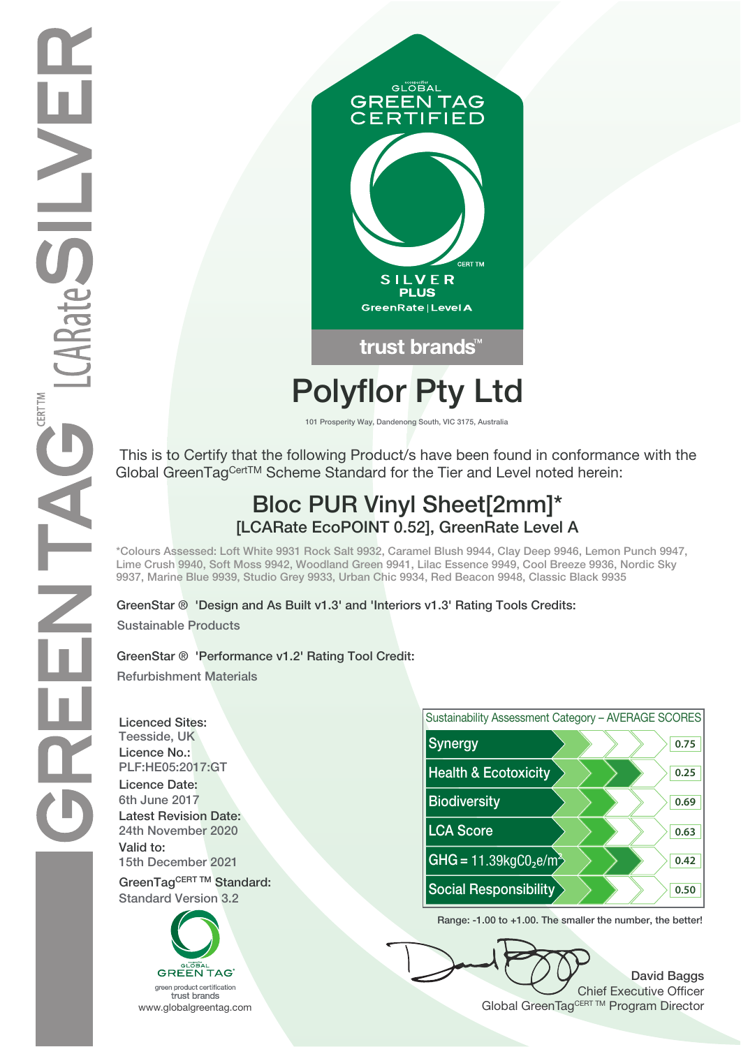GREENTAG CERT TM LCARate SILVER

GLOBAL GREEN TAG CERTIFIED

CERT TM

SILVER PLUS

GreenRate | Level A

trust brands™

# Polyflor Pty Ltd

101 Prosperity Way, Dandenong South, VIC 3175, Australia

This is to Certify that the following Product/s have been found in conformance with the Global GreenTag[CertTM] Scheme Standard for the Tier and Level noted herein:

## Bloc PUR Vinyl Sheet[2mm]*

### [LCARate EcoPOINT 0.52], GreenRate Level A

*Colours Assessed: Loft White 9931 Rock Salt 9932, Caramel Blush 9944, Clay Deep 9946, Lemon Punch 9947, Lime Crush 9940, Soft Moss 9942, Woodland Green 9941, Lilac Essence 9949, Cool Breeze 9936, Nordic Sky 9937, Marine Blue 9939, Studio Grey 9933, Urban Chic 9934, Red Beacon 9948, Classic Black 9935

GreenStar ® 'Design and As Built v1.3' and 'Interiors v1.3' Rating Tools Credits:

Sustainable Products

GreenStar ® 'Performance v1.2' Rating Tool Credit:

Refurbishment Materials

**Licenced Sites:**
Teesside, UK

**Licence No.:**
PLF:HE05:2017:GT

**Licence Date:**
6th June 2017

**Latest Revision Date:**
24th November 2020

**Valid to:**
15th December 2021

**GreenTag[CERT TM] Standard:**
Standard Version 3.2

| Sustainability Assessment Category – AVERAGE SCORES | |
|---|---|
| Synergy | 0.75 |
| Health & Ecotoxicity | 0.25 |
| Biodiversity | 0.69 |
| LCA Score | 0.63 |
| GHG = 11.39kg$CO_2$e/$m^2$ | 0.42 |
| Social Responsibility | 0.50 |

Range: -1.00 to +1.00. The smaller the number, the better!

GLOBAL GREEN TAG
green product certification
trust brands
www.globalgreentag.com

David Baggs
Chief Executive Officer
Global GreenTag[CERT TM] Program Director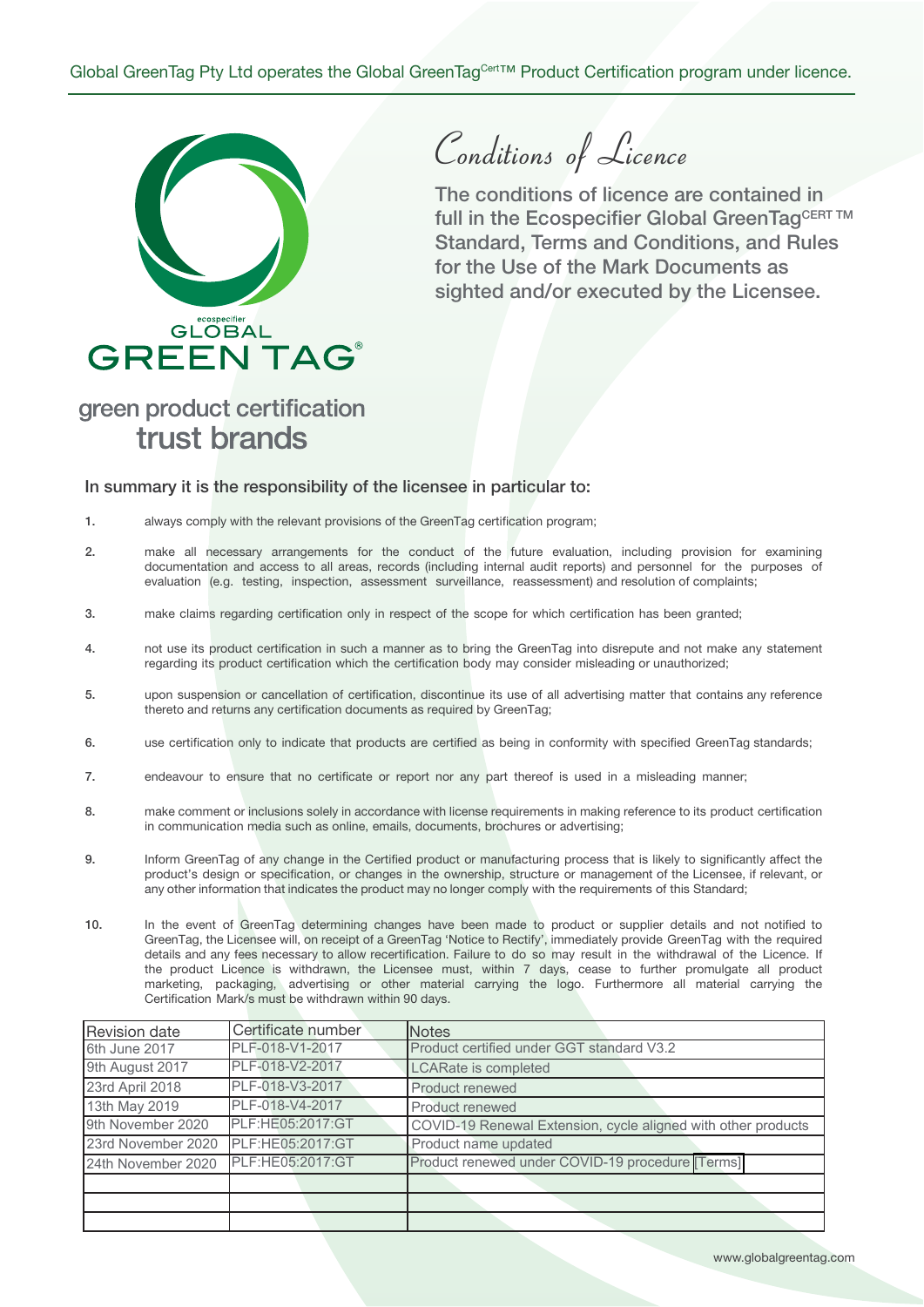Global GreenTag Pty Ltd operates the Global GreenTag[Cert™] Product Certification program under licence.

GLOBAL GREEN TAG®

green product certification
trust brands

# *Conditions of Licence*

**The conditions of licence are contained in full in the Ecospecifier Global GreenTag[CERT TM] Standard, Terms and Conditions, and Rules for the Use of the Mark Documents as sighted and/or executed by the Licensee.**

### In summary it is the responsibility of the licensee in particular to:

1. always comply with the relevant provisions of the GreenTag certification program;
2. make all necessary arrangements for the conduct of the future evaluation, including provision for examining documentation and access to all areas, records (including internal audit reports) and personnel for the purposes of evaluation (e.g. testing, inspection, assessment surveillance, reassessment) and resolution of complaints;
3. make claims regarding certification only in respect of the scope for which certification has been granted;
4. not use its product certification in such a manner as to bring the GreenTag into disrepute and not make any statement regarding its product certification which the certification body may consider misleading or unauthorized;
5. upon suspension or cancellation of certification, discontinue its use of all advertising matter that contains any reference thereto and returns any certification documents as required by GreenTag;
6. use certification only to indicate that products are certified as being in conformity with specified GreenTag standards;
7. endeavour to ensure that no certificate or report nor any part thereof is used in a misleading manner;
8. make comment or inclusions solely in accordance with license requirements in making reference to its product certification in communication media such as online, emails, documents, brochures or advertising;
9. Inform GreenTag of any change in the Certified product or manufacturing process that is likely to significantly affect the product's design or specification, or changes in the ownership, structure or management of the Licensee, if relevant, or any other information that indicates the product may no longer comply with the requirements of this Standard;
10. In the event of GreenTag determining changes have been made to product or supplier details and not notified to GreenTag, the Licensee will, on receipt of a GreenTag 'Notice to Rectify', immediately provide GreenTag with the required details and any fees necessary to allow recertification. Failure to do so may result in the withdrawal of the Licence. If the product Licence is withdrawn, the Licensee must, within 7 days, cease to further promulgate all product marketing, packaging, advertising or other material carrying the logo. Furthermore all material carrying the Certification Mark/s must be withdrawn within 90 days.

| Revision date | Certificate number | Notes |
|---|---|---|
| 6th June 2017 | PLF-018-V1-2017 | Product certified under GGT standard V3.2 |
| 9th August 2017 | PLF-018-V2-2017 | LCARate is completed |
| 23rd April 2018 | PLF-018-V3-2017 | Product renewed |
| 13th May 2019 | PLF-018-V4-2017 | Product renewed |
| 9th November 2020 | PLF:HE05:2017:GT | COVID-19 Renewal Extension, cycle aligned with other products |
| 23rd November 2020 | PLF:HE05:2017:GT | Product name updated |
| 24th November 2020 | PLF:HE05:2017:GT | Product renewed under COVID-19 procedure [Terms] |
| | | |
| | | |
| | | |

www.globalgreentag.com